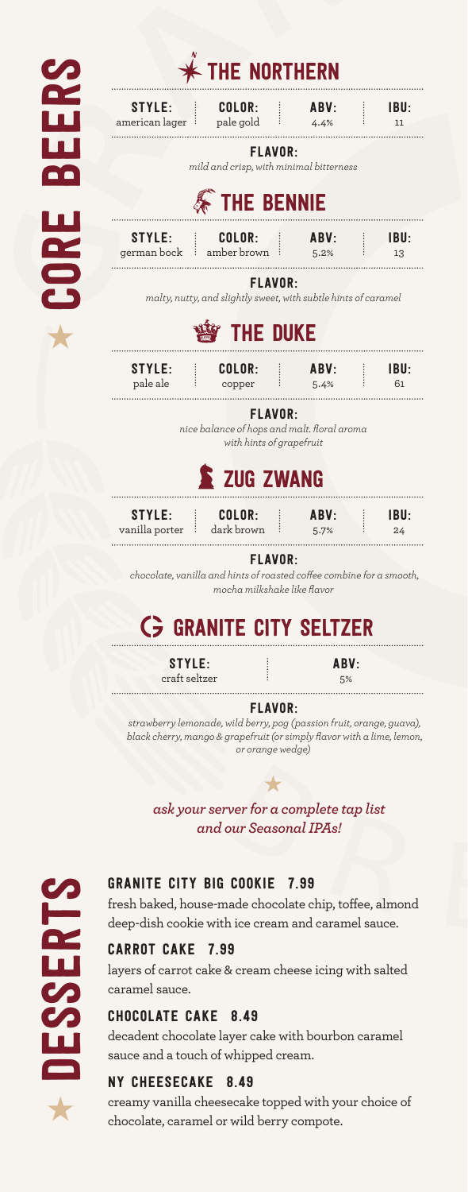# CORE BEERS

## THE NORTHERN

| STYLE: | COLOR: | ABV: | IBU: |
|---|---|---|---|
| american lager | pale gold | 4.4% | 11 |

**FLAVOR:**
*mild and crisp, with minimal bitterness*

## THE BENNIE

| STYLE: | COLOR: | ABV: | IBU: |
|---|---|---|---|
| german bock | amber brown | 5.2% | 13 |

**FLAVOR:**
*malty, nutty, and slightly sweet, with subtle hints of caramel*

## THE DUKE

| STYLE: | COLOR: | ABV: | IBU: |
|---|---|---|---|
| pale ale | copper | 5.4% | 61 |

**FLAVOR:**
*nice balance of hops and malt. floral aroma with hints of grapefruit*

## ZUG ZWANG

| STYLE: | COLOR: | ABV: | IBU: |
|---|---|---|---|
| vanilla porter | dark brown | 5.7% | 24 |

**FLAVOR:**
*chocolate, vanilla and hints of roasted coffee combine for a smooth, mocha milkshake like flavor*

## GRANITE CITY SELTZER

| STYLE: | ABV: |
|---|---|
| craft seltzer | 5% |

**FLAVOR:**
*strawberry lemonade, wild berry, pog (passion fruit, orange, guava), black cherry, mango & grapefruit (or simply flavor with a lime, lemon, or orange wedge)*

***ask your server for a complete tap list and our Seasonal IPAs!***

# DESSERTS

### GRANITE CITY BIG COOKIE 7.99
fresh baked, house-made chocolate chip, toffee, almond deep-dish cookie with ice cream and caramel sauce.

### CARROT CAKE 7.99
layers of carrot cake & cream cheese icing with salted caramel sauce.

### CHOCOLATE CAKE 8.49
decadent chocolate layer cake with bourbon caramel sauce and a touch of whipped cream.

### NY CHEESECAKE 8.49
creamy vanilla cheesecake topped with your choice of chocolate, caramel or wild berry compote.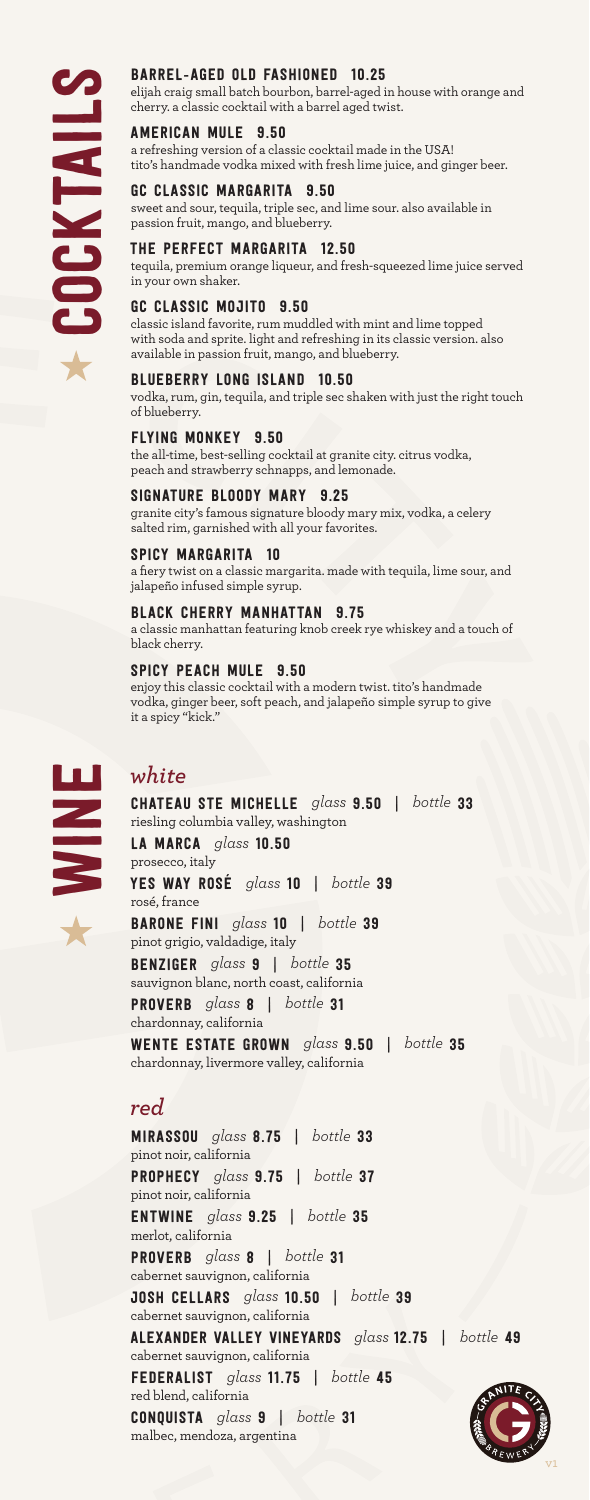# COCKTAILS

**BARREL-AGED OLD FASHIONED 10.25**
elijah craig small batch bourbon, barrel-aged in house with orange and cherry. a classic cocktail with a barrel aged twist.

**AMERICAN MULE 9.50**
a refreshing version of a classic cocktail made in the USA! tito's handmade vodka mixed with fresh lime juice, and ginger beer.

**GC CLASSIC MARGARITA 9.50**
sweet and sour, tequila, triple sec, and lime sour. also available in passion fruit, mango, and blueberry.

**THE PERFECT MARGARITA 12.50**
tequila, premium orange liqueur, and fresh-squeezed lime juice served in your own shaker.

**GC CLASSIC MOJITO 9.50**
classic island favorite, rum muddled with mint and lime topped with soda and sprite. light and refreshing in its classic version. also available in passion fruit, mango, and blueberry.

**BLUEBERRY LONG ISLAND 10.50**
vodka, rum, gin, tequila, and triple sec shaken with just the right touch of blueberry.

**FLYING MONKEY 9.50**
the all-time, best-selling cocktail at granite city. citrus vodka, peach and strawberry schnapps, and lemonade.

**SIGNATURE BLOODY MARY 9.25**
granite city's famous signature bloody mary mix, vodka, a celery salted rim, garnished with all your favorites.

**SPICY MARGARITA 10**
a fiery twist on a classic margarita. made with tequila, lime sour, and jalapeño infused simple syrup.

**BLACK CHERRY MANHATTAN 9.75**
a classic manhattan featuring knob creek rye whiskey and a touch of black cherry.

**SPICY PEACH MULE 9.50**
enjoy this classic cocktail with a modern twist. tito's handmade vodka, ginger beer, soft peach, and jalapeño simple syrup to give it a spicy "kick."

# WINE

## *white*

**CHATEAU STE MICHELLE** *glass* **9.50** | *bottle* **33**
riesling columbia valley, washington

**LA MARCA** *glass* **10.50**
prosecco, italy

**YES WAY ROSÉ** *glass* **10** | *bottle* **39**
rosé, france

**BARONE FINI** *glass* **10** | *bottle* **39**
pinot grigio, valdadige, italy

**BENZIGER** *glass* **9** | *bottle* **35**
sauvignon blanc, north coast, california

**PROVERB** *glass* **8** | *bottle* **31**
chardonnay, california

**WENTE ESTATE GROWN** *glass* **9.50** | *bottle* **35**
chardonnay, livermore valley, california

## *red*

**MIRASSOU** *glass* **8.75** | *bottle* **33**
pinot noir, california

**PROPHECY** *glass* **9.75** | *bottle* **37**
pinot noir, california

**ENTWINE** *glass* **9.25** | *bottle* **35**
merlot, california

**PROVERB** *glass* **8** | *bottle* **31**
cabernet sauvignon, california

**JOSH CELLARS** *glass* **10.50** | *bottle* **39**
cabernet sauvignon, california

**ALEXANDER VALLEY VINEYARDS** *glass* **12.75** | *bottle* **49**
cabernet sauvignon, california

**FEDERALIST** *glass* **11.75** | *bottle* **45**
red blend, california

**CONQUISTA** *glass* **9** | *bottle* **31**
malbec, mendoza, argentina